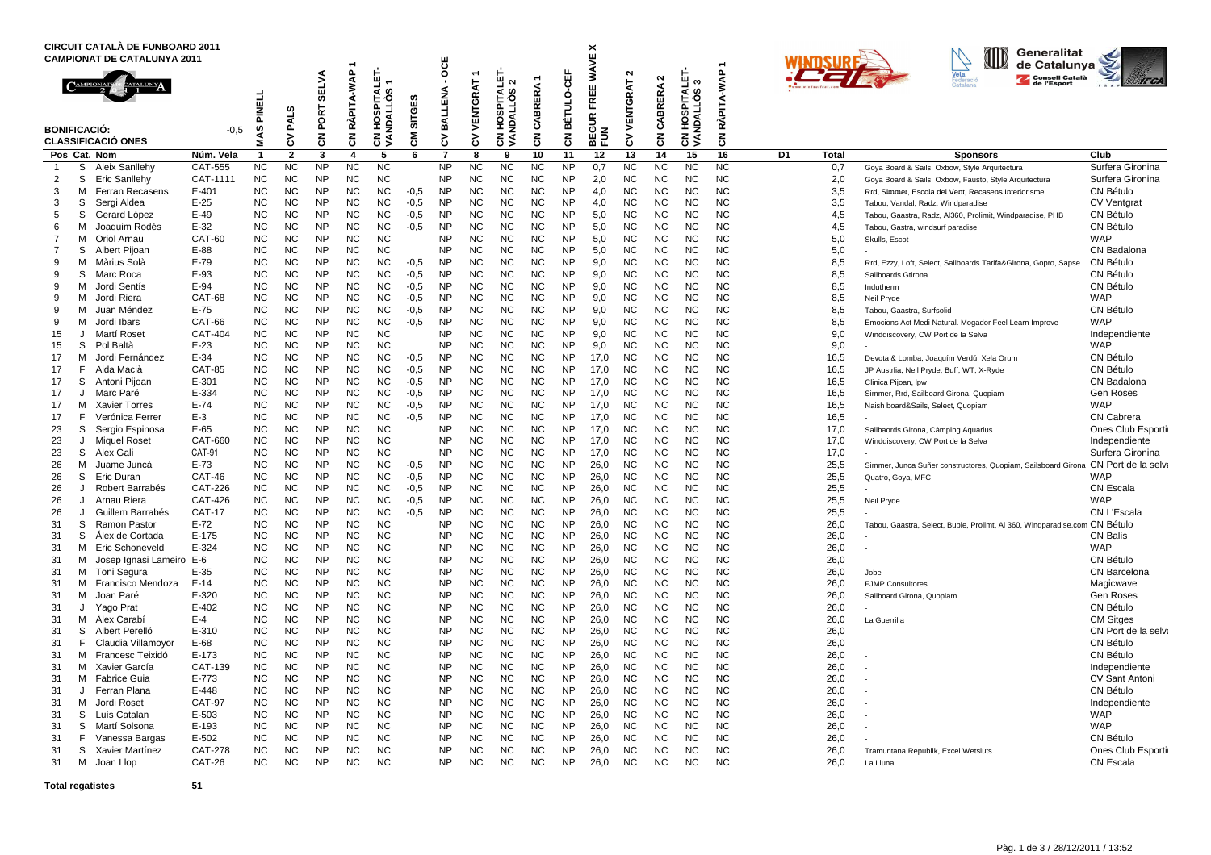# CIRCUIT CATALÀ DE FUNBOARD 2011
## CAMPIONAT DE CATALUNYA 2011

BONIFICACIÓ: -0,5

CLASSIFICACIÓ ONES

| Pos | Cat. | Nom | Núm. Vela | 1 MAS PINELL | 2 CV PALS | 3 CN PORT SELVA | 4 CN RÀPITA-WAP 1 | 5 CN HOSPITALET-VANDALLÒS 1 | 6 CM SITGES | 7 CV BALLENA - OCE | 8 CV VENTGRAT 1 | 9 CN HOSPITALET-VANDALLÒS 2 | 10 CN CABRERA 1 | 11 CN BÉTULO-CEF | 12 BEGUR FREE WAVE X FUN | 13 CV VENTGRAT 2 | 14 CN CABRERA 2 | 15 CN HOSPITALET-VANDALLÒS 3 | 16 CN RÀPITA-WAP 1 | D1 | Total | Sponsors | Club |
|---|---|---|---|---|---|---|---|---|---|---|---|---|---|---|---|---|---|---|---|---|---|---|---|
| 1 | S | Aleix Sanllehy | CAT-555 | NC | NC | NP | NC | NC | | NP | NC | NC | NC | NP | 0,7 | NC | NC | NC | NC | | 0,7 | Goya Board & Sails, Oxbow, Style Arquitectura | Surfera Gironina |
| 2 | S | Eric Sanllehy | CAT-1111 | NC | NC | NP | NC | NC | | NP | NC | NC | NC | NP | 2,0 | NC | NC | NC | NC | | 2,0 | Goya Board & Sails, Oxbow, Fausto, Style Arquitectura | Surfera Gironina |
| 3 | M | Ferran Recasens | E-401 | NC | NC | NP | NC | NC | -0,5 | NP | NC | NC | NC | NP | 4,0 | NC | NC | NC | NC | | 3,5 | Rrd, Simmer, Escola del Vent, Recasens Interiorisme | CN Bétulo |
| 3 | S | Sergi Aldea | E-25 | NC | NC | NP | NC | NC | -0,5 | NP | NC | NC | NC | NP | 4,0 | NC | NC | NC | NC | | 3,5 | Tabou, Vandal, Radz, Windparadise | CV Ventgrat |
| 5 | S | Gerard López | E-49 | NC | NC | NP | NC | NC | -0,5 | NP | NC | NC | NC | NP | 5,0 | NC | NC | NC | NC | | 4,5 | Tabou, Gaastra, Radz, AI360, Prolimit, Windparadise, PHB | CN Bétulo |
| 6 | M | Joaquim Rodés | E-32 | NC | NC | NP | NC | NC | -0,5 | NP | NC | NC | NC | NP | 5,0 | NC | NC | NC | NC | | 4,5 | Tabou, Gastra, windsurf paradise | CN Bétulo |
| 7 | M | Oriol Arnau | CAT-60 | NC | NC | NP | NC | NC | | NP | NC | NC | NC | NP | 5,0 | NC | NC | NC | NC | | 5,0 | Skulls, Escot | WAP |
| 7 | S | Albert Pijoan | E-88 | NC | NC | NP | NC | NC | | NP | NC | NC | NC | NP | 5,0 | NC | NC | NC | NC | | 5,0 | - | CN Badalona |
| 9 | M | Màrius Solà | E-79 | NC | NC | NP | NC | NC | -0,5 | NP | NC | NC | NC | NP | 9,0 | NC | NC | NC | NC | | 8,5 | Rrd, Ezzy, Loft, Select, Sailboards Tarifa&Girona, Gopro, Sapse | CN Bétulo |
| 9 | S | Marc Roca | E-93 | NC | NC | NP | NC | NC | -0,5 | NP | NC | NC | NC | NP | 9,0 | NC | NC | NC | NC | | 8,5 | Sailboards Gtirona | CN Bétulo |
| 9 | M | Jordi Sentís | E-94 | NC | NC | NP | NC | NC | -0,5 | NP | NC | NC | NC | NP | 9,0 | NC | NC | NC | NC | | 8,5 | Indutherm | CN Bétulo |
| 9 | M | Jordi Riera | CAT-68 | NC | NC | NP | NC | NC | -0,5 | NP | NC | NC | NC | NP | 9,0 | NC | NC | NC | NC | | 8,5 | Neil Pryde | WAP |
| 9 | M | Juan Méndez | E-75 | NC | NC | NP | NC | NC | -0,5 | NP | NC | NC | NC | NP | 9,0 | NC | NC | NC | NC | | 8,5 | Tabou, Gaastra, Surfsolid | CN Bétulo |
| 9 | M | Jordi Ibars | CAT-66 | NC | NC | NP | NC | NC | -0,5 | NP | NC | NC | NC | NP | 9,0 | NC | NC | NC | NC | | 8,5 | Emocions Act Medi Natural. Mogador Feel Learn Improve | WAP |
| 15 | J | Martí Roset | CAT-404 | NC | NC | NP | NC | NC | | NP | NC | NC | NC | NP | 9,0 | NC | NC | NC | NC | | 9,0 | Winddiscovery, CW Port de la Selva | Independiente |
| 15 | S | Pol Baltà | E-23 | NC | NC | NP | NC | NC | | NP | NC | NC | NC | NP | 9,0 | NC | NC | NC | NC | | 9,0 | - | WAP |
| 17 | M | Jordi Fernández | E-34 | NC | NC | NP | NC | NC | -0,5 | NP | NC | NC | NC | NP | 17,0 | NC | NC | NC | NC | | 16,5 | Devota & Lomba, Joaquím Verdú, Xela Orum | CN Bétulo |
| 17 | F | Aida Macià | CAT-85 | NC | NC | NP | NC | NC | -0,5 | NP | NC | NC | NC | NP | 17,0 | NC | NC | NC | NC | | 16,5 | JP Austrlia, Neil Pryde, Buff, WT, X-Ryde | CN Bétulo |
| 17 | S | Antoni Pijoan | E-301 | NC | NC | NP | NC | NC | -0,5 | NP | NC | NC | NC | NP | 17,0 | NC | NC | NC | NC | | 16,5 | Clinica Pijoan, Ipw | CN Badalona |
| 17 | J | Marc Paré | E-334 | NC | NC | NP | NC | NC | -0,5 | NP | NC | NC | NC | NP | 17,0 | NC | NC | NC | NC | | 16,5 | Simmer, Rrd, Sailboard Girona, Quopiam | Gen Roses |
| 17 | M | Xavier Torres | E-74 | NC | NC | NP | NC | NC | -0,5 | NP | NC | NC | NC | NP | 17,0 | NC | NC | NC | NC | | 16,5 | Naish board&Sails, Select, Quopiam | WAP |
| 17 | F | Verónica Ferrer | E-3 | NC | NC | NP | NC | NC | -0,5 | NP | NC | NC | NC | NP | 17,0 | NC | NC | NC | NC | | 16,5 | - | CN Cabrera |
| 23 | S | Sergio Espinosa | E-65 | NC | NC | NP | NC | NC | | NP | NC | NC | NC | NP | 17,0 | NC | NC | NC | NC | | 17,0 | Sailbaords Girona, Càmping Aquarius | Ones Club Esporti |
| 23 | J | Miquel Roset | CAT-660 | NC | NC | NP | NC | NC | | NP | NC | NC | NC | NP | 17,0 | NC | NC | NC | NC | | 17,0 | Winddiscovery, CW Port de la Selva | Independiente |
| 23 | S | Àlex Gali | CAT-91 | NC | NC | NP | NC | NC | | NP | NC | NC | NC | NP | 17,0 | NC | NC | NC | NC | | 17,0 | - | Surfera Gironina |
| 26 | M | Juame Juncà | E-73 | NC | NC | NP | NC | NC | -0,5 | NP | NC | NC | NC | NP | 26,0 | NC | NC | NC | NC | | 25,5 | Simmer, Junca Suñer constructores, Quopiam, Sailsboard Girona | CN Port de la selva |
| 26 | S | Eric Duran | CAT-46 | NC | NC | NP | NC | NC | -0,5 | NP | NC | NC | NC | NP | 26,0 | NC | NC | NC | NC | | 25,5 | Quatro, Goya, MFC | WAP |
| 26 | J | Robert Barrabés | CAT-226 | NC | NC | NP | NC | NC | -0,5 | NP | NC | NC | NC | NP | 26,0 | NC | NC | NC | NC | | 25,5 | - | CN Escala |
| 26 | J | Arnau Riera | CAT-426 | NC | NC | NP | NC | NC | -0,5 | NP | NC | NC | NC | NP | 26,0 | NC | NC | NC | NC | | 25,5 | Neil Pryde | WAP |
| 26 | J | Guillem Barrabés | CAT-17 | NC | NC | NP | NC | NC | -0,5 | NP | NC | NC | NC | NP | 26,0 | NC | NC | NC | NC | | 25,5 | - | CN L'Escala |
| 31 | S | Ramon Pastor | E-72 | NC | NC | NP | NC | NC | | NP | NC | NC | NC | NP | 26,0 | NC | NC | NC | NC | | 26,0 | Tabou, Gaastra, Select, Buble, Prolimt, Al 360, Windparadise.com | CN Bétulo |
| 31 | S | Álex de Cortada | E-175 | NC | NC | NP | NC | NC | | NP | NC | NC | NC | NP | 26,0 | NC | NC | NC | NC | | 26,0 | - | CN Balís |
| 31 | M | Eric Schoneveld | E-324 | NC | NC | NP | NC | NC | | NP | NC | NC | NC | NP | 26,0 | NC | NC | NC | NC | | 26,0 | - | WAP |
| 31 | M | Josep Ignasi Lameiro | E-6 | NC | NC | NP | NC | NC | | NP | NC | NC | NC | NP | 26,0 | NC | NC | NC | NC | | 26,0 | - | CN Bétulo |
| 31 | M | Toni Segura | E-35 | NC | NC | NP | NC | NC | | NP | NC | NC | NC | NP | 26,0 | NC | NC | NC | NC | | 26,0 | Jobe | CN Barcelona |
| 31 | M | Francisco Mendoza | E-14 | NC | NC | NP | NC | NC | | NP | NC | NC | NC | NP | 26,0 | NC | NC | NC | NC | | 26,0 | FJMP Consultores | Magicwave |
| 31 | M | Joan Paré | E-320 | NC | NC | NP | NC | NC | | NP | NC | NC | NC | NP | 26,0 | NC | NC | NC | NC | | 26,0 | Sailboard Girona, Quopiam | Gen Roses |
| 31 | J | Yago Prat | E-402 | NC | NC | NP | NC | NC | | NP | NC | NC | NC | NP | 26,0 | NC | NC | NC | NC | | 26,0 | - | CN Bétulo |
| 31 | M | Àlex Carabí | E-4 | NC | NC | NP | NC | NC | | NP | NC | NC | NC | NP | 26,0 | NC | NC | NC | NC | | 26,0 | La Guerrilla | CM Sitges |
| 31 | S | Albert Perelló | E-310 | NC | NC | NP | NC | NC | | NP | NC | NC | NC | NP | 26,0 | NC | NC | NC | NC | | 26,0 | - | CN Port de la selva |
| 31 | F | Claudia Villamoyor | E-68 | NC | NC | NP | NC | NC | | NP | NC | NC | NC | NP | 26,0 | NC | NC | NC | NC | | 26,0 | - | CN Bétulo |
| 31 | M | Francesc Teixidó | E-173 | NC | NC | NP | NC | NC | | NP | NC | NC | NC | NP | 26,0 | NC | NC | NC | NC | | 26,0 | - | CN Bétulo |
| 31 | M | Xavier García | CAT-139 | NC | NC | NP | NC | NC | | NP | NC | NC | NC | NP | 26,0 | NC | NC | NC | NC | | 26,0 | - | Independiente |
| 31 | M | Fabrice Guia | E-773 | NC | NC | NP | NC | NC | | NP | NC | NC | NC | NP | 26,0 | NC | NC | NC | NC | | 26,0 | - | CV Sant Antoni |
| 31 | J | Ferran Plana | E-448 | NC | NC | NP | NC | NC | | NP | NC | NC | NC | NP | 26,0 | NC | NC | NC | NC | | 26,0 | - | CN Bétulo |
| 31 | M | Jordi Roset | CAT-97 | NC | NC | NP | NC | NC | | NP | NC | NC | NC | NP | 26,0 | NC | NC | NC | NC | | 26,0 | - | Independiente |
| 31 | S | Luís Catalan | E-503 | NC | NC | NP | NC | NC | | NP | NC | NC | NC | NP | 26,0 | NC | NC | NC | NC | | 26,0 | - | WAP |
| 31 | S | Martí Solsona | E-193 | NC | NC | NP | NC | NC | | NP | NC | NC | NC | NP | 26,0 | NC | NC | NC | NC | | 26,0 | - | WAP |
| 31 | F | Vanessa Bargas | E-502 | NC | NC | NP | NC | NC | | NP | NC | NC | NC | NP | 26,0 | NC | NC | NC | NC | | 26,0 | - | CN Bétulo |
| 31 | S | Xavier Martínez | CAT-278 | NC | NC | NP | NC | NC | | NP | NC | NC | NC | NP | 26,0 | NC | NC | NC | NC | | 26,0 | Tramuntana Republik, Excel Wetsiuts. | Ones Club Esporti |
| 31 | M | Joan Llop | CAT-26 | NC | NC | NP | NC | NC | | NP | NC | NC | NC | NP | 26,0 | NC | NC | NC | NC | | 26,0 | La Lluna | CN Escala |

**Total regatistes** 51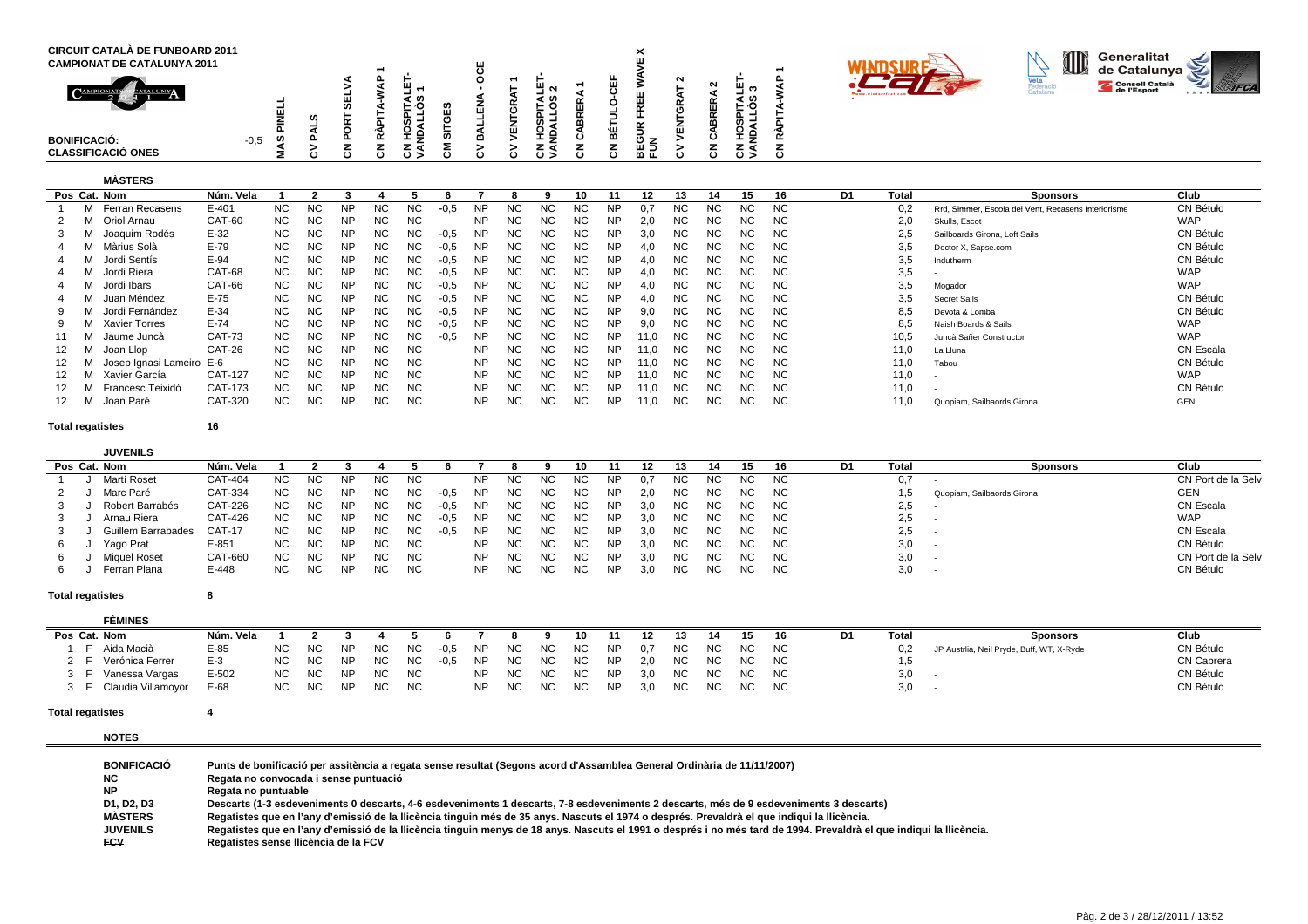**CIRCUIT CATALÀ DE FUNBOARD 2011**
**CAMPIONAT DE CATALUNYA 2011**

| | | 1 | 2 | 3 | 4 | 5 | 6 | 7 | 8 | 9 | 10 | 11 | 12 | 13 | 14 | 15 | 16 |
|---|---|---|---|---|---|---|---|---|---|---|---|---|---|---|---|---|---|
| **BONIFICACIÓ:** | -0,5 | MAS PINELL | CV PALS | CN PORT SELVA | CN RÀPITA-WAP 1 | CN HOSPITALET-VANDALLÒS 1 | CM SITGES | CV BALLENA - OCE | CV VENTGRAT 1 | CN HOSPITALET-VANDALLÒS 2 | CN CABRERA 1 | CN BÉTULO-CEF | BEGUR FREE WAVE X FUN | CV VENTGRAT 2 | CN CABRERA 2 | CN HOSPITALET-VANDALLÒS 3 | CN RÀPITA-WAP 1 |

**CLASSIFICACIÓ ONES**

### MÀSTERS

| Pos | Cat. | Nom | Núm. Vela | 1 | 2 | 3 | 4 | 5 | 6 | 7 | 8 | 9 | 10 | 11 | 12 | 13 | 14 | 15 | 16 | D1 | Total | Sponsors | Club |
|---|---|---|---|---|---|---|---|---|---|---|---|---|---|---|---|---|---|---|---|---|---|---|---|
| 1 | M | Ferran Recasens | E-401 | NC | NC | NP | NC | NC | -0,5 | NP | NC | NC | NC | NP | 0,7 | NC | NC | NC | NC | | 0,2 | Rrd, Simmer, Escola del Vent, Recasens Interiorisme | CN Bétulo |
| 2 | M | Oriol Arnau | CAT-60 | NC | NC | NP | NC | NC | | NP | NC | NC | NC | NP | 2,0 | NC | NC | NC | NC | | 2,0 | Skulls, Escot | WAP |
| 3 | M | Joaquim Rodés | E-32 | NC | NC | NP | NC | NC | -0,5 | NP | NC | NC | NC | NP | 3,0 | NC | NC | NC | NC | | 2,5 | Sailboards Girona, Loft Sails | CN Bétulo |
| 4 | M | Màrius Solà | E-79 | NC | NC | NP | NC | NC | -0,5 | NP | NC | NC | NC | NP | 4,0 | NC | NC | NC | NC | | 3,5 | Doctor X, Sapse.com | CN Bétulo |
| 4 | M | Jordi Sentís | E-94 | NC | NC | NP | NC | NC | -0,5 | NP | NC | NC | NC | NP | 4,0 | NC | NC | NC | NC | | 3,5 | Indutherm | CN Bétulo |
| 4 | M | Jordi Riera | CAT-68 | NC | NC | NP | NC | NC | -0,5 | NP | NC | NC | NC | NP | 4,0 | NC | NC | NC | NC | | 3,5 | - | WAP |
| 4 | M | Jordi Ibars | CAT-66 | NC | NC | NP | NC | NC | -0,5 | NP | NC | NC | NC | NP | 4,0 | NC | NC | NC | NC | | 3,5 | Mogador | WAP |
| 4 | M | Juan Méndez | E-75 | NC | NC | NP | NC | NC | -0,5 | NP | NC | NC | NC | NP | 4,0 | NC | NC | NC | NC | | 3,5 | Secret Sails | CN Bétulo |
| 9 | M | Jordi Fernández | E-34 | NC | NC | NP | NC | NC | -0,5 | NP | NC | NC | NC | NP | 9,0 | NC | NC | NC | NC | | 8,5 | Devota & Lomba | CN Bétulo |
| 9 | M | Xavier Torres | E-74 | NC | NC | NP | NC | NC | -0,5 | NP | NC | NC | NC | NP | 9,0 | NC | NC | NC | NC | | 8,5 | Naish Boards & Sails | WAP |
| 11 | M | Jaume Juncà | CAT-73 | NC | NC | NP | NC | NC | -0,5 | NP | NC | NC | NC | NP | 11,0 | NC | NC | NC | NC | | 10,5 | Juncà Sañer Constructor | WAP |
| 12 | M | Joan Llop | CAT-26 | NC | NC | NP | NC | NC | | NP | NC | NC | NC | NP | 11,0 | NC | NC | NC | NC | | 11,0 | La Lluna | CN Escala |
| 12 | M | Josep Ignasi Lameiro | E-6 | NC | NC | NP | NC | NC | | NP | NC | NC | NC | NP | 11,0 | NC | NC | NC | NC | | 11,0 | Tabou | CN Bétulo |
| 12 | M | Xavier García | CAT-127 | NC | NC | NP | NC | NC | | NP | NC | NC | NC | NP | 11,0 | NC | NC | NC | NC | | 11,0 | - | WAP |
| 12 | M | Francesc Teixidó | CAT-173 | NC | NC | NP | NC | NC | | NP | NC | NC | NC | NP | 11,0 | NC | NC | NC | NC | | 11,0 | - | CN Bétulo |
| 12 | M | Joan Paré | CAT-320 | NC | NC | NP | NC | NC | | NP | NC | NC | NC | NP | 11,0 | NC | NC | NC | NC | | 11,0 | Quopiam, Sailbaords Girona | GEN |

**Total regatistes** 16

### JUVENILS

| Pos | Cat. | Nom | Núm. Vela | 1 | 2 | 3 | 4 | 5 | 6 | 7 | 8 | 9 | 10 | 11 | 12 | 13 | 14 | 15 | 16 | D1 | Total | Sponsors | Club |
|---|---|---|---|---|---|---|---|---|---|---|---|---|---|---|---|---|---|---|---|---|---|---|---|
| 1 | J | Martí Roset | CAT-404 | NC | NC | NP | NC | NC | | NP | NC | NC | NC | NP | 0,7 | NC | NC | NC | NC | | 0,7 | - | CN Port de la Selv |
| 2 | J | Marc Paré | CAT-334 | NC | NC | NP | NC | NC | -0,5 | NP | NC | NC | NC | NP | 2,0 | NC | NC | NC | NC | | 1,5 | Quopiam, Sailbaords Girona | GEN |
| 3 | J | Robert Barrabés | CAT-226 | NC | NC | NP | NC | NC | -0,5 | NP | NC | NC | NC | NP | 3,0 | NC | NC | NC | NC | | 2,5 | - | CN Escala |
| 3 | J | Arnau Riera | CAT-426 | NC | NC | NP | NC | NC | -0,5 | NP | NC | NC | NC | NP | 3,0 | NC | NC | NC | NC | | 2,5 | - | WAP |
| 3 | J | Guillem Barrabades | CAT-17 | NC | NC | NP | NC | NC | -0,5 | NP | NC | NC | NC | NP | 3,0 | NC | NC | NC | NC | | 2,5 | - | CN Escala |
| 6 | J | Yago Prat | E-851 | NC | NC | NP | NC | NC | | NP | NC | NC | NC | NP | 3,0 | NC | NC | NC | NC | | 3,0 | - | CN Bétulo |
| 6 | J | Miquel Roset | CAT-660 | NC | NC | NP | NC | NC | | NP | NC | NC | NC | NP | 3,0 | NC | NC | NC | NC | | 3,0 | - | CN Port de la Selv |
| 6 | J | Ferran Plana | E-448 | NC | NC | NP | NC | NC | | NP | NC | NC | NC | NP | 3,0 | NC | NC | NC | NC | | 3,0 | - | CN Bétulo |

**Total regatistes** 8

### FÈMINES

| Pos | Cat. | Nom | Núm. Vela | 1 | 2 | 3 | 4 | 5 | 6 | 7 | 8 | 9 | 10 | 11 | 12 | 13 | 14 | 15 | 16 | D1 | Total | Sponsors | Club |
|---|---|---|---|---|---|---|---|---|---|---|---|---|---|---|---|---|---|---|---|---|---|---|---|
| 1 | F | Aida Macià | E-85 | NC | NC | NP | NC | NC | -0,5 | NP | NC | NC | NC | NP | 0,7 | NC | NC | NC | NC | | 0,2 | JP Austrlia, Neil Pryde, Buff, WT, X-Ryde | CN Bétulo |
| 2 | F | Verónica Ferrer | E-3 | NC | NC | NP | NC | NC | -0,5 | NP | NC | NC | NC | NP | 2,0 | NC | NC | NC | NC | | 1,5 | - | CN Cabrera |
| 3 | F | Vanessa Vargas | E-502 | NC | NC | NP | NC | NC | | NP | NC | NC | NC | NP | 3,0 | NC | NC | NC | NC | | 3,0 | - | CN Bétulo |
| 3 | F | Claudia Villamoyor | E-68 | NC | NC | NP | NC | NC | | NP | NC | NC | NC | NP | 3,0 | NC | NC | NC | NC | | 3,0 | - | CN Bétulo |

**Total regatistes** 4

### NOTES

| | |
|---|---|
| **BONIFICACIÓ** | **Punts de bonificació per assitència a regata sense resultat (Segons acord d'Assamblea General Ordinària de 11/11/2007)** |
| **NC** | **Regata no convocada i sense puntuació** |
| **NP** | **Regata no puntuable** |
| **D1, D2, D3** | **Descarts (1-3 esdeveniments 0 descarts, 4-6 esdeveniments 1 descarts, 7-8 esdeveniments 2 descarts, més de 9 esdeveniments 3 descarts)** |
| **MÀSTERS** | **Regatistes que en l'any d'emissió de la llicència tinguin més de 35 anys. Nascuts el 1974 o després. Prevaldrà el que indiqui la llicència.** |
| **JUVENILS** | **Regatistes que en l'any d'emissió de la llicència tinguin menys de 18 anys. Nascuts el 1991 o després i no més tard de 1994. Prevaldrà el que indiqui la llicència.** |
| **FCV** | **Regatistes sense llicència de la FCV** |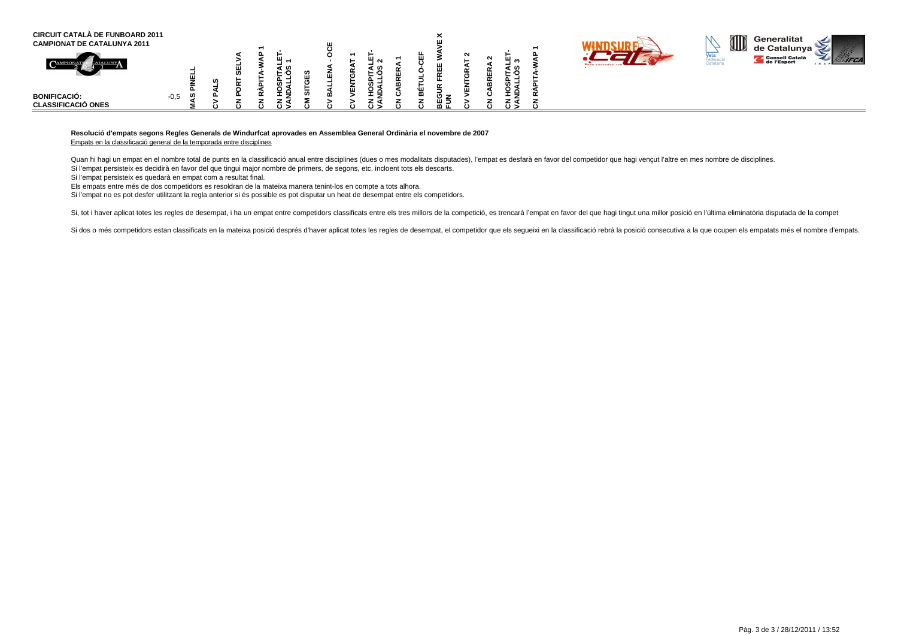**CIRCUIT CATALÀ DE FUNBOARD 2011**
**CAMPIONAT DE CATALUNYA 2011**

| | | MAS PINELL | CV PALS | CN PORT SELVA | CN RÀPITA-WAP 1 | CN HOSPITALET-VANDALLÒS 1 | CM SITGES | CV BALLENA - OCE | CV VENTGRAT 1 | CN HOSPITALET-VANDALLÒS 2 | CN CABRERA 1 | CN BÉTULO-CEF | BEGUR FREE WAVE X FUN | CV VENTGRAT 2 | CN CABRERA 2 | CN HOSPITALET-VANDALLÒS 3 | CN RÀPITA-WAP 1 |
|---|---|---|---|---|---|---|---|---|---|---|---|---|---|---|---|---|---|
| **BONIFICACIÓ: CLASSIFICACIÓ ONES** | -0,5 | | | | | | | | | | | | | | | | |

**Resolució d'empats segons Regles Generals de Windurfcat aprovades en Assemblea General Ordinària el novembre de 2007**

Empats en la classificació general de la temporada entre disciplines

Quan hi hagi un empat en el nombre total de punts en la classificació anual entre disciplines (dues o mes modalitats disputades), l'empat es desfarà en favor del competidor que hagi vençut l'altre en mes nombre de disciplines.

Si l'empat persisteix es decidirà en favor del que tingui major nombre de primers, de segons, etc. incloent tots els descarts.

Si l'empat persisteix es quedarà en empat com a resultat final.

Els empats entre més de dos competidors es resoldran de la mateixa manera tenint-los en compte a tots alhora.

Si l'empat no es pot desfer utilitzant la regla anterior si és possible es pot disputar un heat de desempat entre els competidors.

Si, tot i haver aplicat totes les regles de desempat, i ha un empat entre competidors classificats entre els tres millors de la competició, es trencarà l'empat en favor del que hagi tingut una millor posició en l'última eliminatòria disputada de la compet

Si dos o més competidors estan classificats en la mateixa posició després d'haver aplicat totes les regles de desempat, el competidor que els segueixi en la classificació rebrà la posició consecutiva a la que ocupen els empatats més el nombre d'empats.